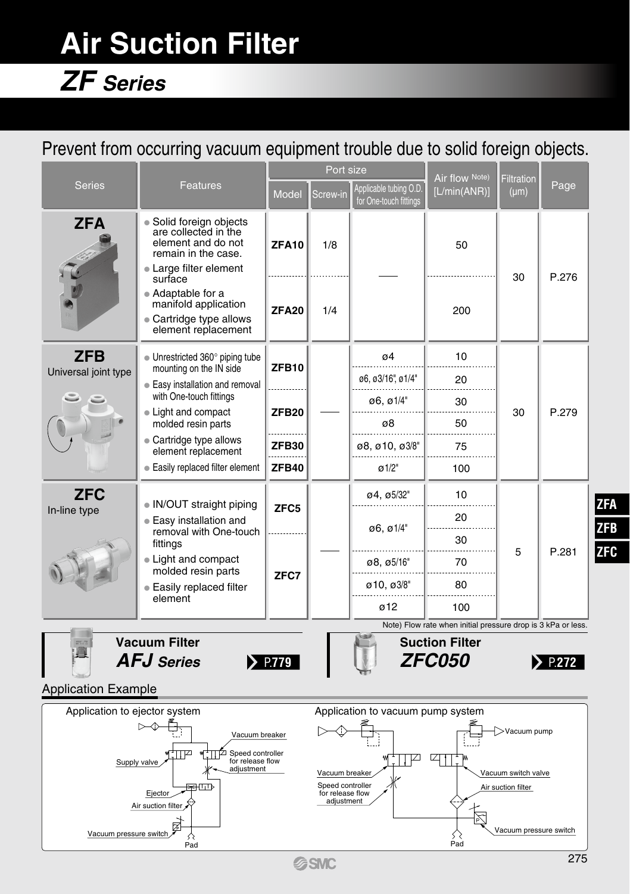# Air Suction Filter

## ZF Series

Prevent from occurring vacuum equipment trouble due to solid foreign objects.

| Series | Features | Port size | | | Air flow Note) [L/min(ANR)] | Filtration (μm) | Page |
|---|---|---|---|---|---|---|---|
| | | Model | Screw-in | Applicable tubing O.D. for One-touch fittings | | | |
| **ZFA** | ● Solid foreign objects are collected in the element and do not remain in the case.<br>● Large filter element surface<br>● Adaptable for a manifold application<br>● Cartridge type allows element replacement | **ZFA10** | 1/8 | — | 50 | 30 | P.276 |
| | | **ZFA20** | 1/4 | | 200 | | |
| **ZFB** Universal joint type | ● Unrestricted 360° piping tube mounting on the IN side<br>● Easy installation and removal with One-touch fittings<br>● Light and compact molded resin parts<br>● Cartridge type allows element replacement<br>● Easily replaced filter element | **ZFB10** | — | ø4 | 10 | 30 | P.279 |
| | | | | ø6, ø3/16", ø1/4" | 20 | | |
| | | **ZFB20** | | ø6, ø1/4" | 30 | | |
| | | | | ø8 | 50 | | |
| | | **ZFB30** | | ø8, ø10, ø3/8" | 75 | | |
| | | **ZFB40** | | ø1/2" | 100 | | |
| **ZFC** In-line type | ● IN/OUT straight piping<br>● Easy installation and removal with One-touch fittings<br>● Light and compact molded resin parts<br>● Easily replaced filter element | **ZFC5** | — | ø4, ø5/32" | 10 | 5 | P.281 |
| | | | | ø6, ø1/4" | 20 | | |
| | | **ZFC7** | | | 30 | | |
| | | | | ø8, ø5/16" | 70 | | |
| | | | | ø10, ø3/8" | 80 | | |
| | | | | ø12 | 100 | | |

Note) Flow rate when initial pressure drop is 3 kPa or less.

**Vacuum Filter**
***AFJ Series*** P.779

**Suction Filter**
***ZFC050*** P.272

### Application Example

Application to ejector system: Vacuum breaker, Speed controller for release flow adjustment, Supply valve, Ejector, Air suction filter, Vacuum pressure switch, Pad

Application to vacuum pump system: Vacuum pump, Vacuum breaker, Vacuum switch valve, Speed controller for release flow adjustment, Air suction filter, Vacuum pressure switch, Pad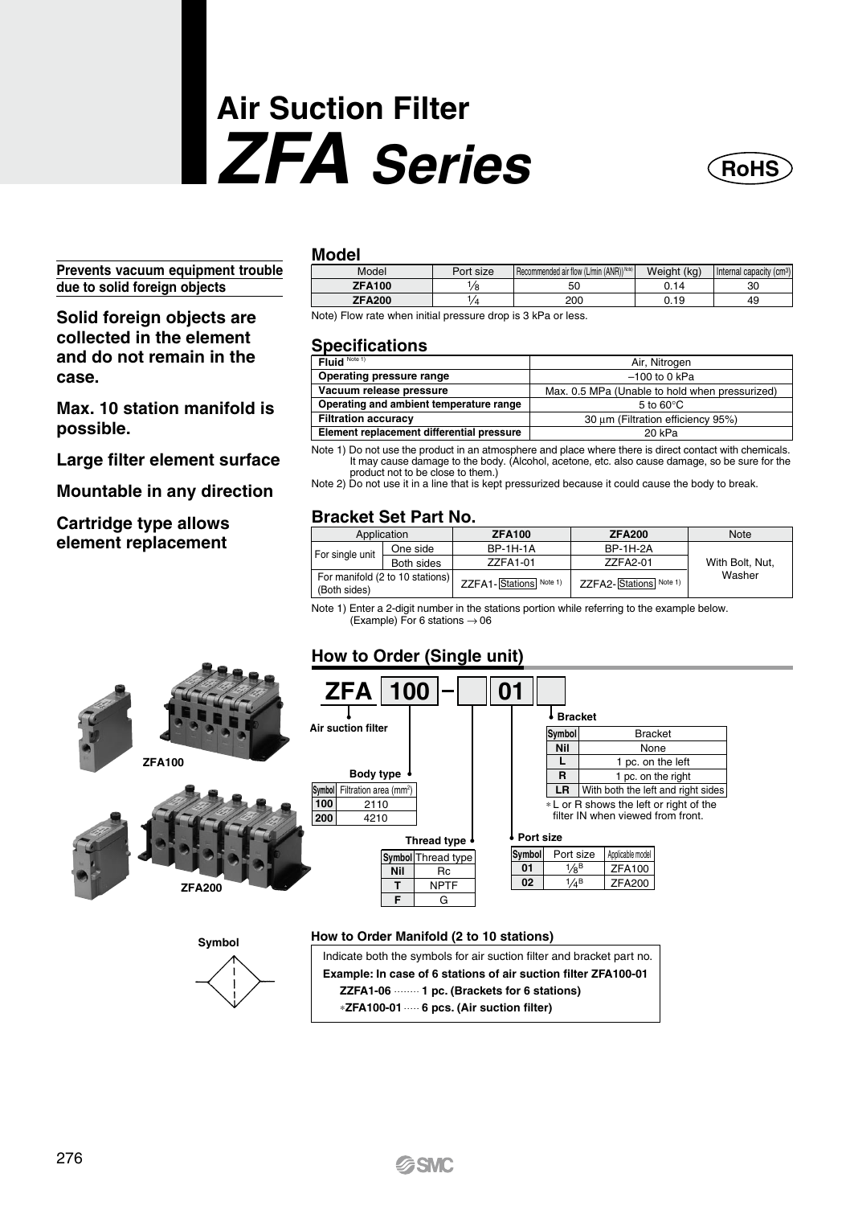# Air Suction Filter

# *ZFA Series*

RoHS

**Prevents vacuum equipment trouble due to solid foreign objects**

**Solid foreign objects are collected in the element and do not remain in the case.**

**Max. 10 station manifold is possible.**

**Large filter element surface**

**Mountable in any direction**

**Cartridge type allows element replacement**

## Model

| Model | Port size | Recommended air flow (L/min (ANR)) Note | Weight (kg) | Internal capacity (cm³) |
|---|---|---|---|---|
| **ZFA100** | 1/8 | 50 | 0.14 | 30 |
| **ZFA200** | 1/4 | 200 | 0.19 | 49 |

Note) Flow rate when initial pressure drop is 3 kPa or less.

## Specifications

| | |
|---|---|
| **Fluid** Note 1) | Air, Nitrogen |
| **Operating pressure range** | –100 to 0 kPa |
| **Vacuum release pressure** | Max. 0.5 MPa (Unable to hold when pressurized) |
| **Operating and ambient temperature range** | 5 to 60°C |
| **Filtration accuracy** | 30 µm (Filtration efficiency 95%) |
| **Element replacement differential pressure** | 20 kPa |

Note 1) Do not use the product in an atmosphere and place where there is direct contact with chemicals. It may cause damage to the body. (Alcohol, acetone, etc. also cause damage, so be sure for the product not to be close to them.)
Note 2) Do not use it in a line that is kept pressurized because it could cause the body to break.

## Bracket Set Part No.

| Application | | ZFA100 | ZFA200 | Note |
|---|---|---|---|---|
| For single unit | One side | BP-1H-1A | BP-1H-2A | With Bolt, Nut, Washer |
| | Both sides | ZZFA1-01 | ZZFA2-01 | |
| For manifold (2 to 10 stations) (Both sides) | | ZZFA1-[Stations] Note 1) | ZZFA2-[Stations] Note 1) | |

Note 1) Enter a 2-digit number in the stations portion while referring to the example below.
(Example) For 6 stations → 06

ZFA100

ZFA200

## How to Order (Single unit)

**ZFA 100 – [ ] 01 [ ]**

Air suction filter

**Body type**

| Symbol | Filtration area (mm²) |
|---|---|
| 100 | 2110 |
| 200 | 4210 |

**Thread type**

| Symbol | Thread type |
|---|---|
| Nil | Rc |
| T | NPTF |
| F | G |

**Port size**

| Symbol | Port size | Applicable model |
|---|---|---|
| 01 | 1/8B | ZFA100 |
| 02 | 1/4B | ZFA200 |

**Bracket**

| Symbol | Bracket |
|---|---|
| Nil | None |
| L | 1 pc. on the left |
| R | 1 pc. on the right |
| LR | With both the left and right sides |

* L or R shows the left or right of the filter IN when viewed from front.

Symbol

### How to Order Manifold (2 to 10 stations)

Indicate both the symbols for air suction filter and bracket part no.

**Example: In case of 6 stations of air suction filter ZFA100-01**

**ZZFA1-06 ········ 1 pc. (Brackets for 6 stations)**

***ZFA100-01 ····· 6 pcs. (Air suction filter)**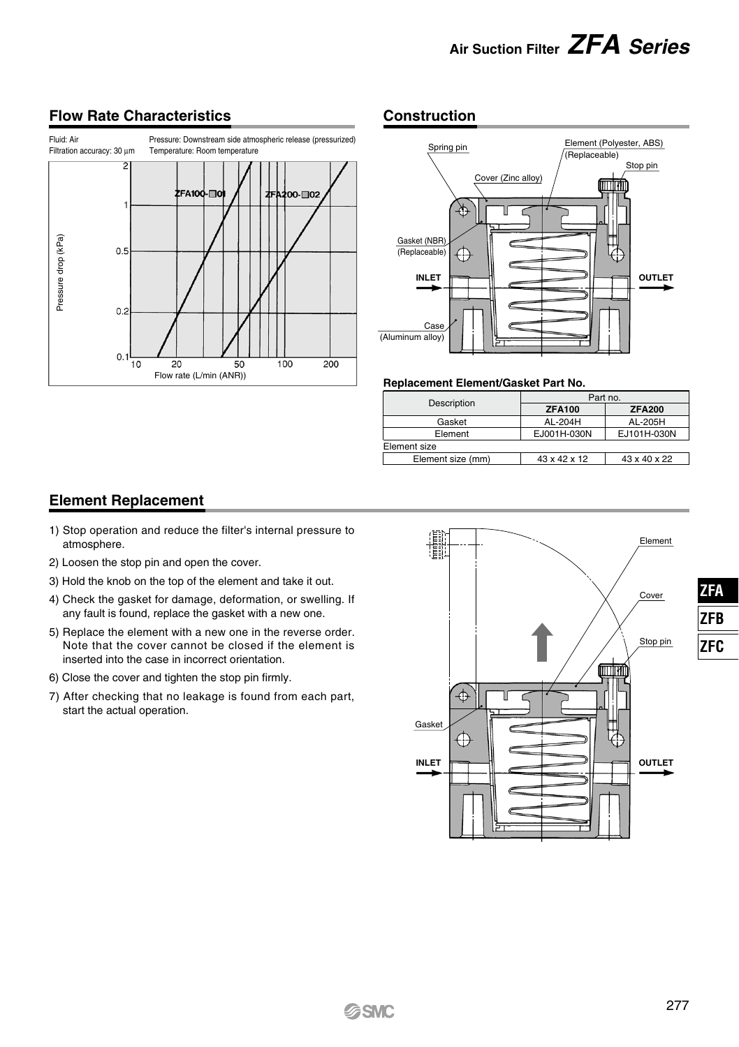## Flow Rate Characteristics

Fluid: Air
Filtration accuracy: 30 µm
Pressure: Downstream side atmospheric release (pressurized)
Temperature: Room temperature

## Construction

### Replacement Element/Gasket Part No.

| Description | Part no. | |
|---|---|---|
| | ZFA100 | ZFA200 |
| Gasket | AL-204H | AL-205H |
| Element | EJ001H-030N | EJ101H-030N |
| Element size | | |
| Element size (mm) | 43 x 42 x 12 | 43 x 40 x 22 |

## Element Replacement

1) Stop operation and reduce the filter's internal pressure to atmosphere.
2) Loosen the stop pin and open the cover.
3) Hold the knob on the top of the element and take it out.
4) Check the gasket for damage, deformation, or swelling. If any fault is found, replace the gasket with a new one.
5) Replace the element with a new one in the reverse order. Note that the cover cannot be closed if the element is inserted into the case in incorrect orientation.
6) Close the cover and tighten the stop pin firmly.
7) After checking that no leakage is found from each part, start the actual operation.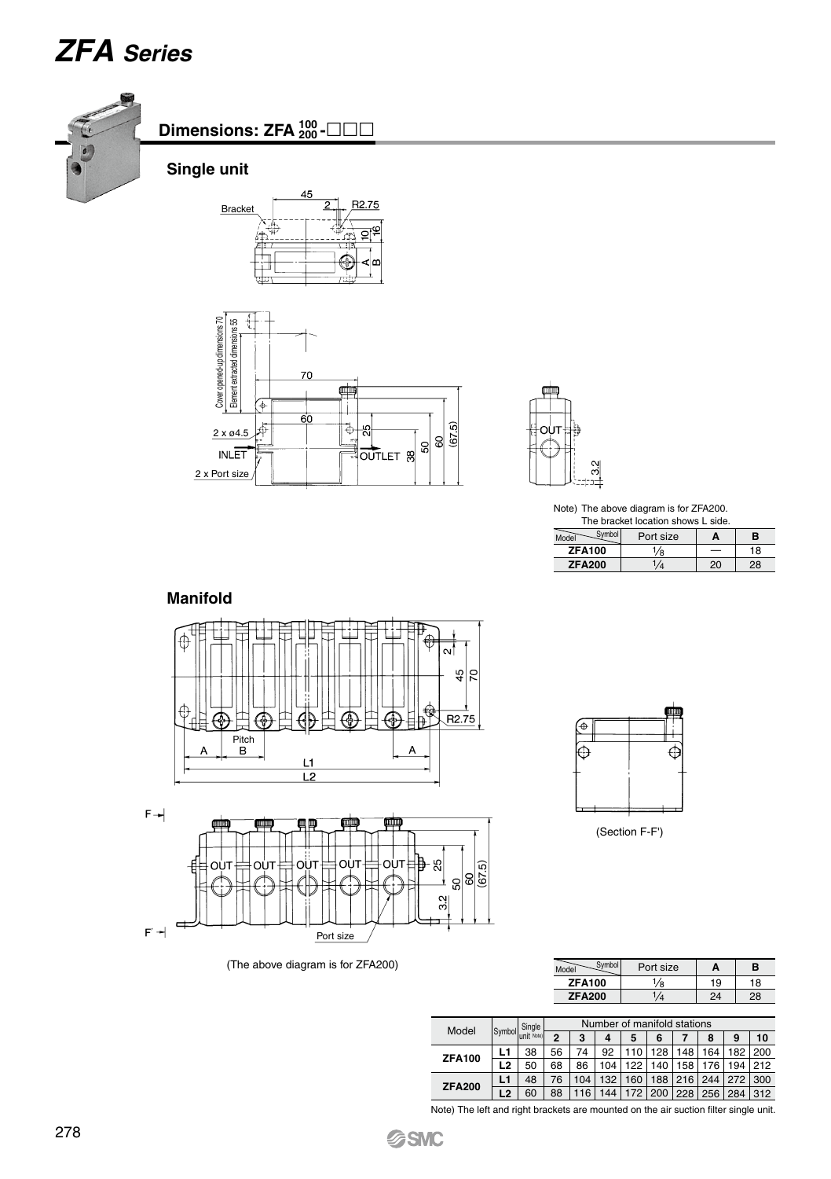# ZFA Series

## Dimensions: ZFA $^{100}_{200}$-□□□

### Single unit

45
2
R2.75
Bracket
10
16
A
B

Cover opened-up dimensions 70
Element extracted dimensions 55
70
60
2 x ø4.5
INLET
2 x Port size
25
OUTLET
38
50
60
(67.5)

OUT
3.2

Note) The above diagram is for ZFA200.
The bracket location shows L side.

| Model \ Symbol | Port size | A | B |
|---|---|---|---|
| ZFA100 | 1/8 | — | 18 |
| ZFA200 | 1/4 | 20 | 28 |

### Manifold

2
45
70
R2.75
Pitch
A
B
A
L1
L2

F
F'
OUT
OUT
OUT
OUT
OUT
25
50
60
(67.5)
3.2
Port size

(The above diagram is for ZFA200)

(Section F-F')

| Model \ Symbol | Port size | A | B |
|---|---|---|---|
| ZFA100 | 1/8 | 19 | 18 |
| ZFA200 | 1/4 | 24 | 28 |

| Model | Symbol | Single unit Note) | Number of manifold stations | | | | | | | | |
|---|---|---|---|---|---|---|---|---|---|---|---|
| | | | 2 | 3 | 4 | 5 | 6 | 7 | 8 | 9 | 10 |
| ZFA100 | L1 | 38 | 56 | 74 | 92 | 110 | 128 | 148 | 164 | 182 | 200 |
| | L2 | 50 | 68 | 86 | 104 | 122 | 140 | 158 | 176 | 194 | 212 |
| ZFA200 | L1 | 48 | 76 | 104 | 132 | 160 | 188 | 216 | 244 | 272 | 300 |
| | L2 | 60 | 88 | 116 | 144 | 172 | 200 | 228 | 256 | 284 | 312 |

Note) The left and right brackets are mounted on the air suction filter single unit.